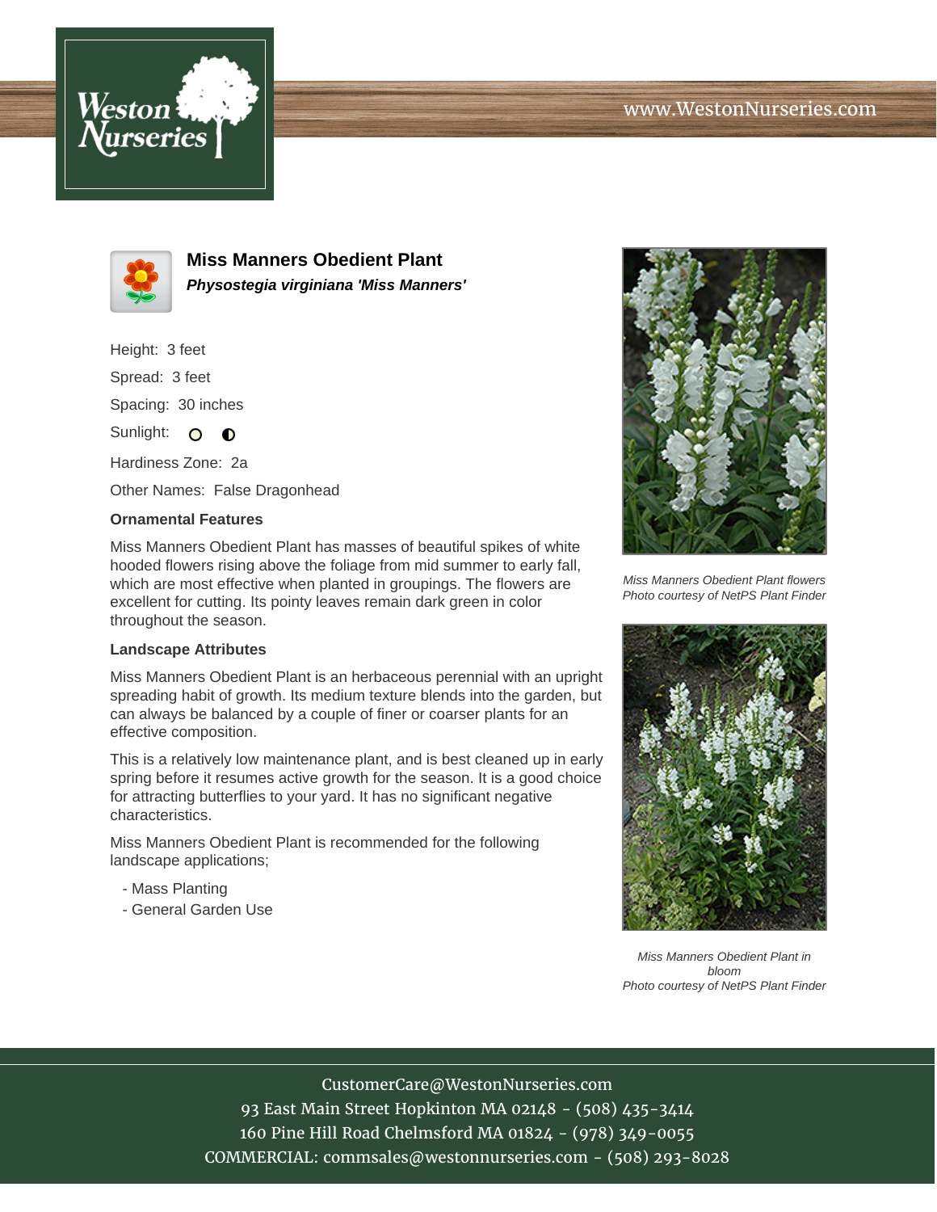# Miss Manners Obedient Plant

***Physostegia virginiana 'Miss Manners'***

Height: 3 feet

Spread: 3 feet

Spacing: 30 inches

Sunlight:

Hardiness Zone: 2a

Other Names: False Dragonhead

**Ornamental Features**

Miss Manners Obedient Plant has masses of beautiful spikes of white hooded flowers rising above the foliage from mid summer to early fall, which are most effective when planted in groupings. The flowers are excellent for cutting. Its pointy leaves remain dark green in color throughout the season.

**Landscape Attributes**

Miss Manners Obedient Plant is an herbaceous perennial with an upright spreading habit of growth. Its medium texture blends into the garden, but can always be balanced by a couple of finer or coarser plants for an effective composition.

This is a relatively low maintenance plant, and is best cleaned up in early spring before it resumes active growth for the season. It is a good choice for attracting butterflies to your yard. It has no significant negative characteristics.

Miss Manners Obedient Plant is recommended for the following landscape applications;

- Mass Planting
- General Garden Use

*Miss Manners Obedient Plant flowers*
*Photo courtesy of NetPS Plant Finder*

*Miss Manners Obedient Plant in bloom*
*Photo courtesy of NetPS Plant Finder*

CustomerCare@WestonNurseries.com
93 East Main Street Hopkinton MA 02148 - (508) 435-3414
160 Pine Hill Road Chelmsford MA 01824 - (978) 349-0055
COMMERCIAL: commsales@westonnurseries.com - (508) 293-8028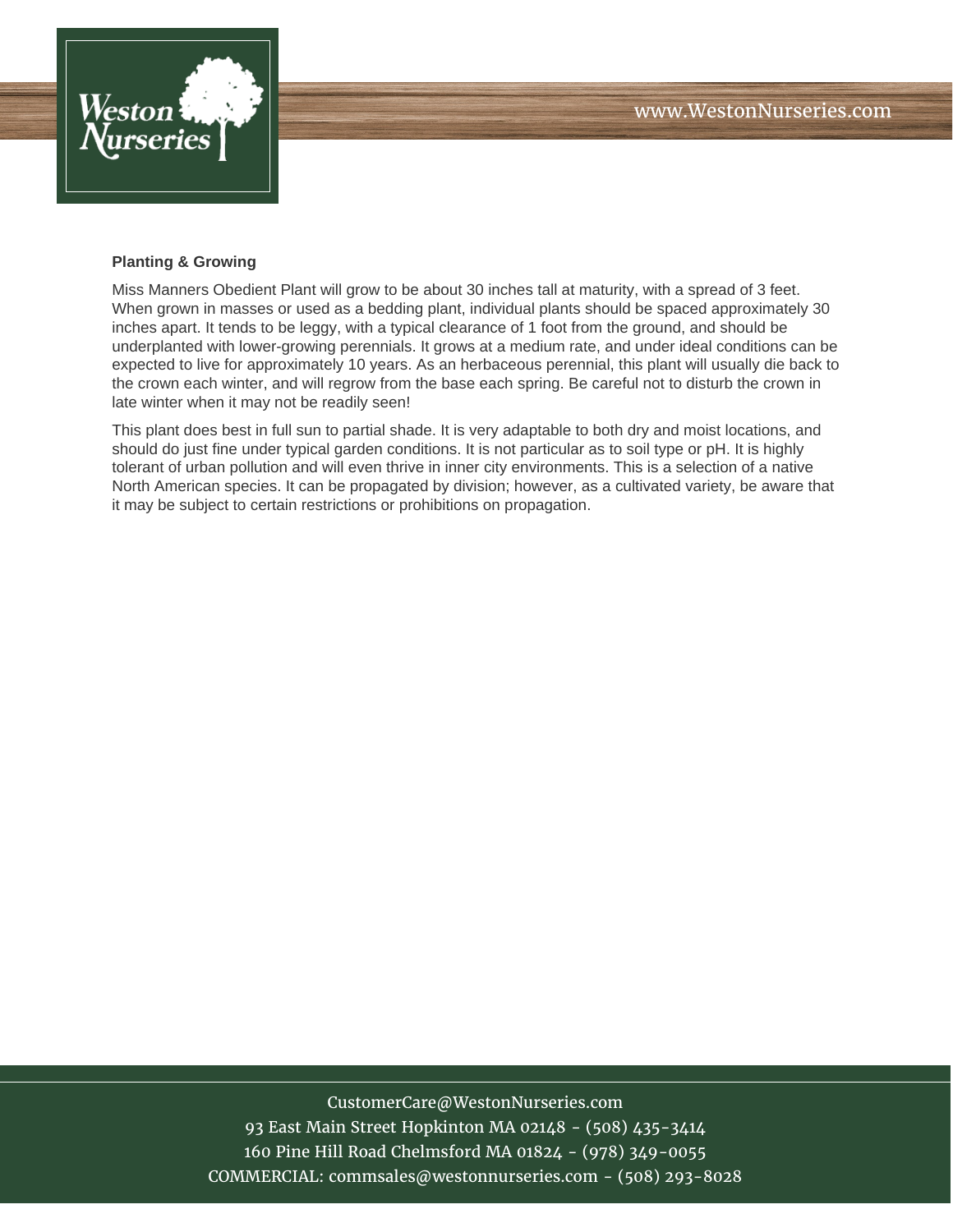**Planting & Growing**

Miss Manners Obedient Plant will grow to be about 30 inches tall at maturity, with a spread of 3 feet. When grown in masses or used as a bedding plant, individual plants should be spaced approximately 30 inches apart. It tends to be leggy, with a typical clearance of 1 foot from the ground, and should be underplanted with lower-growing perennials. It grows at a medium rate, and under ideal conditions can be expected to live for approximately 10 years. As an herbaceous perennial, this plant will usually die back to the crown each winter, and will regrow from the base each spring. Be careful not to disturb the crown in late winter when it may not be readily seen!

This plant does best in full sun to partial shade. It is very adaptable to both dry and moist locations, and should do just fine under typical garden conditions. It is not particular as to soil type or pH. It is highly tolerant of urban pollution and will even thrive in inner city environments. This is a selection of a native North American species. It can be propagated by division; however, as a cultivated variety, be aware that it may be subject to certain restrictions or prohibitions on propagation.